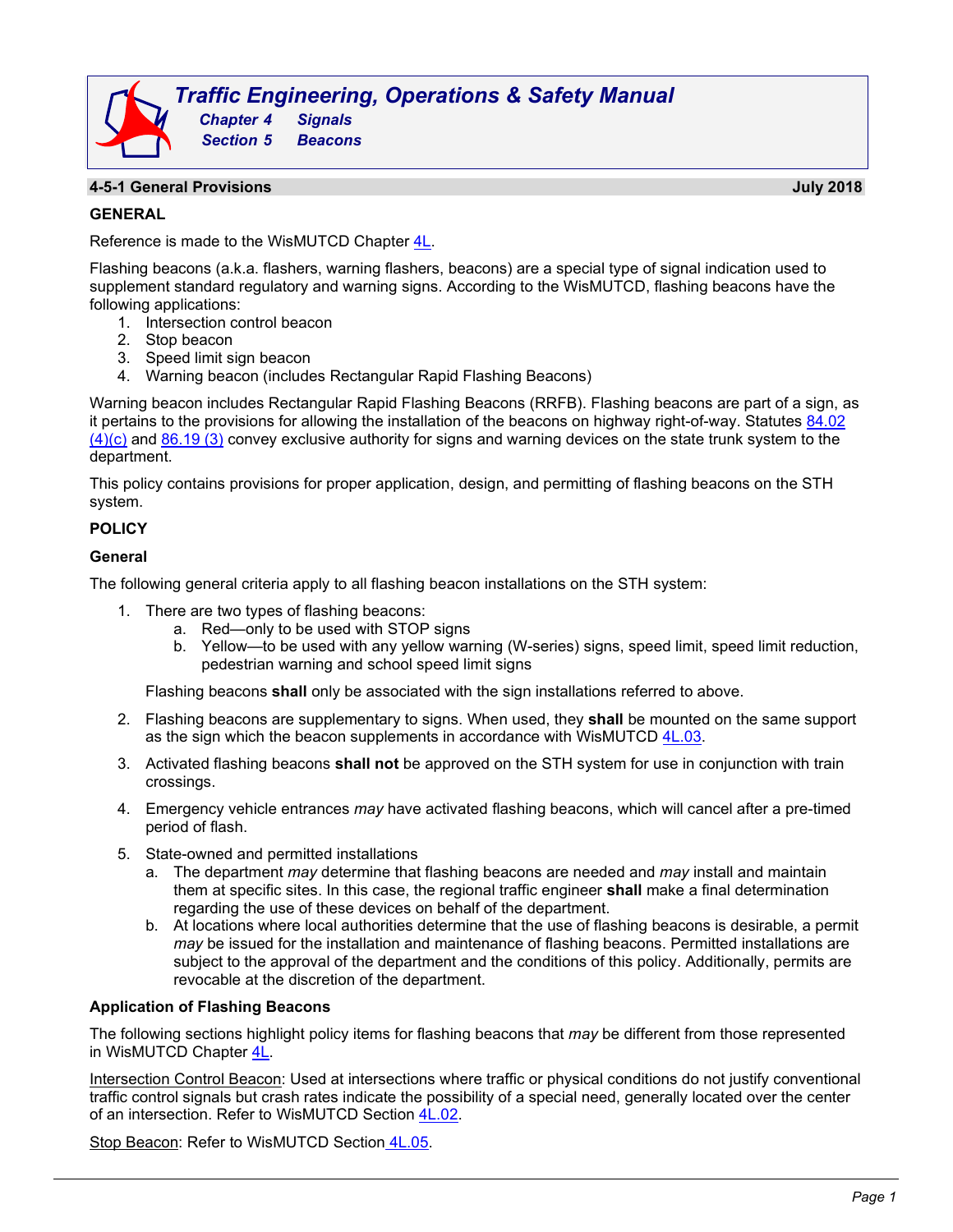# Traffic Engineering, Operations & Safety Manual

**Chapter 4 Signals**

**Section 5 Beacons**

## 4-5-1 General Provisions — July 2018

### GENERAL

Reference is made to the WisMUTCD Chapter 4L.

Flashing beacons (a.k.a. flashers, warning flashers, beacons) are a special type of signal indication used to supplement standard regulatory and warning signs. According to the WisMUTCD, flashing beacons have the following applications:

1. Intersection control beacon
2. Stop beacon
3. Speed limit sign beacon
4. Warning beacon (includes Rectangular Rapid Flashing Beacons)

Warning beacon includes Rectangular Rapid Flashing Beacons (RRFB). Flashing beacons are part of a sign, as it pertains to the provisions for allowing the installation of the beacons on highway right-of-way. Statutes 84.02 (4)(c) and 86.19 (3) convey exclusive authority for signs and warning devices on the state trunk system to the department.

This policy contains provisions for proper application, design, and permitting of flashing beacons on the STH system.

### POLICY

#### General

The following general criteria apply to all flashing beacon installations on the STH system:

1. There are two types of flashing beacons:
   a. Red—only to be used with STOP signs
   b. Yellow—to be used with any yellow warning (W-series) signs, speed limit, speed limit reduction, pedestrian warning and school speed limit signs

   Flashing beacons **shall** only be associated with the sign installations referred to above.

2. Flashing beacons are supplementary to signs. When used, they **shall** be mounted on the same support as the sign which the beacon supplements in accordance with WisMUTCD 4L.03.

3. Activated flashing beacons **shall not** be approved on the STH system for use in conjunction with train crossings.

4. Emergency vehicle entrances *may* have activated flashing beacons, which will cancel after a pre-timed period of flash.

5. State-owned and permitted installations
   a. The department *may* determine that flashing beacons are needed and *may* install and maintain them at specific sites. In this case, the regional traffic engineer **shall** make a final determination regarding the use of these devices on behalf of the department.
   b. At locations where local authorities determine that the use of flashing beacons is desirable, a permit *may* be issued for the installation and maintenance of flashing beacons. Permitted installations are subject to the approval of the department and the conditions of this policy. Additionally, permits are revocable at the discretion of the department.

#### Application of Flashing Beacons

The following sections highlight policy items for flashing beacons that *may* be different from those represented in WisMUTCD Chapter 4L.

Intersection Control Beacon: Used at intersections where traffic or physical conditions do not justify conventional traffic control signals but crash rates indicate the possibility of a special need, generally located over the center of an intersection. Refer to WisMUTCD Section 4L.02.

Stop Beacon: Refer to WisMUTCD Section 4L.05.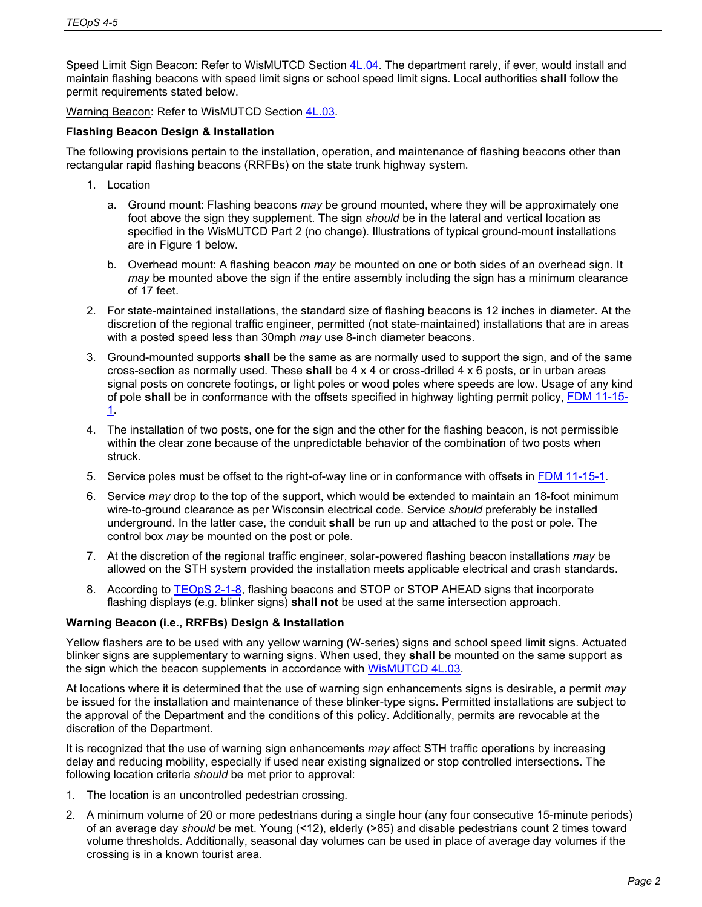Speed Limit Sign Beacon: Refer to WisMUTCD Section [4L.04](). The department rarely, if ever, would install and maintain flashing beacons with speed limit signs or school speed limit signs. Local authorities **shall** follow the permit requirements stated below.

Warning Beacon: Refer to WisMUTCD Section [4L.03]().

**Flashing Beacon Design & Installation**

The following provisions pertain to the installation, operation, and maintenance of flashing beacons other than rectangular rapid flashing beacons (RRFBs) on the state trunk highway system.

1. Location

   a. Ground mount: Flashing beacons *may* be ground mounted, where they will be approximately one foot above the sign they supplement. The sign *should* be in the lateral and vertical location as specified in the WisMUTCD Part 2 (no change). Illustrations of typical ground-mount installations are in Figure 1 below.

   b. Overhead mount: A flashing beacon *may* be mounted on one or both sides of an overhead sign. It *may* be mounted above the sign if the entire assembly including the sign has a minimum clearance of 17 feet.

2. For state-maintained installations, the standard size of flashing beacons is 12 inches in diameter. At the discretion of the regional traffic engineer, permitted (not state-maintained) installations that are in areas with a posted speed less than 30mph *may* use 8-inch diameter beacons.

3. Ground-mounted supports **shall** be the same as are normally used to support the sign, and of the same cross-section as normally used. These **shall** be 4 x 4 or cross-drilled 4 x 6 posts, or in urban areas signal posts on concrete footings, or light poles or wood poles where speeds are low. Usage of any kind of pole **shall** be in conformance with the offsets specified in highway lighting permit policy, [FDM 11-15-1]().

4. The installation of two posts, one for the sign and the other for the flashing beacon, is not permissible within the clear zone because of the unpredictable behavior of the combination of two posts when struck.

5. Service poles must be offset to the right-of-way line or in conformance with offsets in [FDM 11-15-1]().

6. Service *may* drop to the top of the support, which would be extended to maintain an 18-foot minimum wire-to-ground clearance as per Wisconsin electrical code. Service *should* preferably be installed underground. In the latter case, the conduit **shall** be run up and attached to the post or pole. The control box *may* be mounted on the post or pole.

7. At the discretion of the regional traffic engineer, solar-powered flashing beacon installations *may* be allowed on the STH system provided the installation meets applicable electrical and crash standards.

8. According to [TEOpS 2-1-8](), flashing beacons and STOP or STOP AHEAD signs that incorporate flashing displays (e.g. blinker signs) **shall not** be used at the same intersection approach.

**Warning Beacon (i.e., RRFBs) Design & Installation**

Yellow flashers are to be used with any yellow warning (W-series) signs and school speed limit signs. Actuated blinker signs are supplementary to warning signs. When used, they **shall** be mounted on the same support as the sign which the beacon supplements in accordance with [WisMUTCD 4L.03]().

At locations where it is determined that the use of warning sign enhancements signs is desirable, a permit *may* be issued for the installation and maintenance of these blinker-type signs. Permitted installations are subject to the approval of the Department and the conditions of this policy. Additionally, permits are revocable at the discretion of the Department.

It is recognized that the use of warning sign enhancements *may* affect STH traffic operations by increasing delay and reducing mobility, especially if used near existing signalized or stop controlled intersections. The following location criteria *should* be met prior to approval:

1. The location is an uncontrolled pedestrian crossing.

2. A minimum volume of 20 or more pedestrians during a single hour (any four consecutive 15-minute periods) of an average day *should* be met. Young (<12), elderly (>85) and disable pedestrians count 2 times toward volume thresholds. Additionally, seasonal day volumes can be used in place of average day volumes if the crossing is in a known tourist area.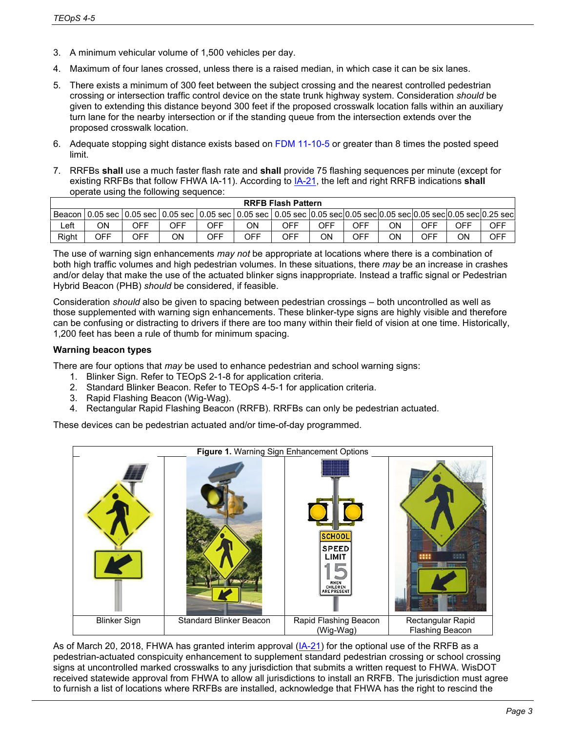3. A minimum vehicular volume of 1,500 vehicles per day.
4. Maximum of four lanes crossed, unless there is a raised median, in which case it can be six lanes.
5. There exists a minimum of 300 feet between the subject crossing and the nearest controlled pedestrian crossing or intersection traffic control device on the state trunk highway system. Consideration *should* be given to extending this distance beyond 300 feet if the proposed crosswalk location falls within an auxiliary turn lane for the nearby intersection or if the standing queue from the intersection extends over the proposed crosswalk location.
6. Adequate stopping sight distance exists based on FDM 11-10-5 or greater than 8 times the posted speed limit.
7. RRFBs **shall** use a much faster flash rate and **shall** provide 75 flashing sequences per minute (except for existing RRFBs that follow FHWA IA-11). According to IA-21, the left and right RRFB indications **shall** operate using the following sequence:

| RRFB Flash Pattern | | | | | | | | | | | | |
|---|---|---|---|---|---|---|---|---|---|---|---|---|
| Beacon | 0.05 sec | 0.05 sec | 0.05 sec | 0.05 sec | 0.05 sec | 0.05 sec | 0.05 sec | 0.05 sec | 0.05 sec | 0.05 sec | 0.05 sec | 0.25 sec |
| Left | ON | OFF | OFF | OFF | ON | OFF | OFF | OFF | ON | OFF | OFF | OFF |
| Right | OFF | OFF | ON | OFF | OFF | OFF | ON | OFF | ON | OFF | ON | OFF |

The use of warning sign enhancements *may not* be appropriate at locations where there is a combination of both high traffic volumes and high pedestrian volumes. In these situations, there *may* be an increase in crashes and/or delay that make the use of the actuated blinker signs inappropriate. Instead a traffic signal or Pedestrian Hybrid Beacon (PHB) *should* be considered, if feasible.

Consideration *should* also be given to spacing between pedestrian crossings – both uncontrolled as well as those supplemented with warning sign enhancements. These blinker-type signs are highly visible and therefore can be confusing or distracting to drivers if there are too many within their field of vision at one time. Historically, 1,200 feet has been a rule of thumb for minimum spacing.

**Warning beacon types**

There are four options that *may* be used to enhance pedestrian and school warning signs:

1. Blinker Sign. Refer to TEOpS 2-1-8 for application criteria.
2. Standard Blinker Beacon. Refer to TEOpS 4-5-1 for application criteria.
3. Rapid Flashing Beacon (Wig-Wag).
4. Rectangular Rapid Flashing Beacon (RRFB). RRFBs can only be pedestrian actuated.

These devices can be pedestrian actuated and/or time-of-day programmed.

**Figure 1.** Warning Sign Enhancement Options

| Blinker Sign | Standard Blinker Beacon | Rapid Flashing Beacon (Wig-Wag) | Rectangular Rapid Flashing Beacon |
|---|---|---|---|

As of March 20, 2018, FHWA has granted interim approval (IA-21) for the optional use of the RRFB as a pedestrian-actuated conspicuity enhancement to supplement standard pedestrian crossing or school crossing signs at uncontrolled marked crosswalks to any jurisdiction that submits a written request to FHWA. WisDOT received statewide approval from FHWA to allow all jurisdictions to install an RRFB. The jurisdiction must agree to furnish a list of locations where RRFBs are installed, acknowledge that FHWA has the right to rescind the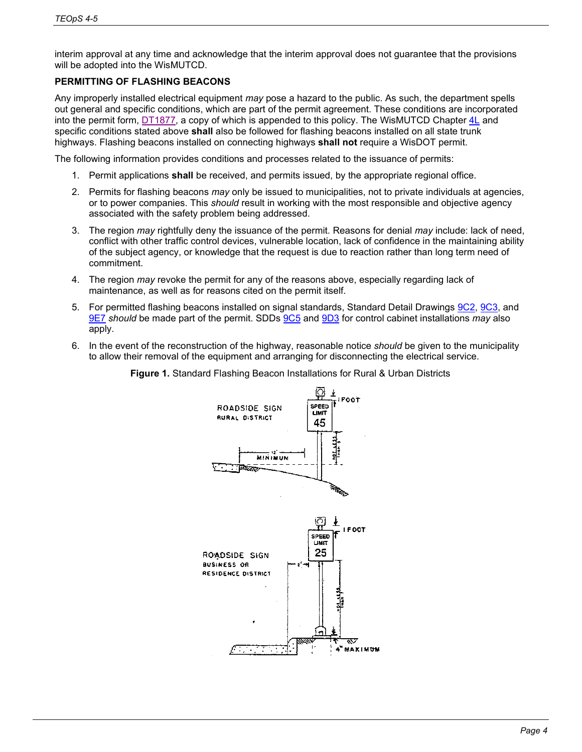interim approval at any time and acknowledge that the interim approval does not guarantee that the provisions will be adopted into the WisMUTCD.

**PERMITTING OF FLASHING BEACONS**

Any improperly installed electrical equipment *may* pose a hazard to the public. As such, the department spells out general and specific conditions, which are part of the permit agreement. These conditions are incorporated into the permit form, DT1877, a copy of which is appended to this policy. The WisMUTCD Chapter 4L and specific conditions stated above **shall** also be followed for flashing beacons installed on all state trunk highways. Flashing beacons installed on connecting highways **shall not** require a WisDOT permit.

The following information provides conditions and processes related to the issuance of permits:

1. Permit applications **shall** be received, and permits issued, by the appropriate regional office.
2. Permits for flashing beacons *may* only be issued to municipalities, not to private individuals at agencies, or to power companies. This *should* result in working with the most responsible and objective agency associated with the safety problem being addressed.
3. The region *may* rightfully deny the issuance of the permit. Reasons for denial *may* include: lack of need, conflict with other traffic control devices, vulnerable location, lack of confidence in the maintaining ability of the subject agency, or knowledge that the request is due to reaction rather than long term need of commitment.
4. The region *may* revoke the permit for any of the reasons above, especially regarding lack of maintenance, as well as for reasons cited on the permit itself.
5. For permitted flashing beacons installed on signal standards, Standard Detail Drawings 9C2, 9C3, and 9E7 *should* be made part of the permit. SDDs 9C5 and 9D3 for control cabinet installations *may* also apply.
6. In the event of the reconstruction of the highway, reasonable notice *should* be given to the municipality to allow their removal of the equipment and arranging for disconnecting the electrical service.

**Figure 1.** Standard Flashing Beacon Installations for Rural & Urban Districts

ROADSIDE SIGN
RURAL DISTRICT

1 FOOT

SPEED LIMIT 45

12' MINIMUM

NOT LESS THAN 5'

ROADSIDE SIGN
BUSINESS OR
RESIDENCE DISTRICT

1 FOOT

SPEED LIMIT 25

2'

NOT LESS THAN 7'

4" MAXIMUM